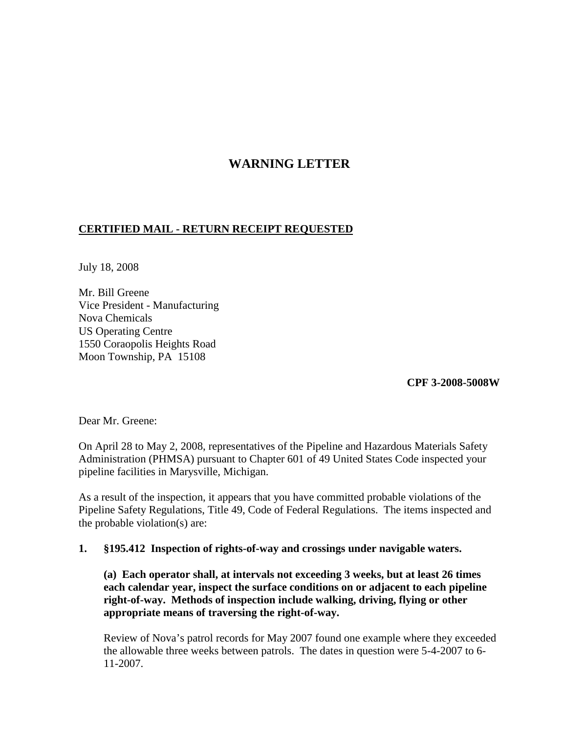# WARNING LETTER

**<u>CERTIFIED MAIL - RETURN RECEIPT REQUESTED</u>**

July 18, 2008

Mr. Bill Greene  
Vice President - Manufacturing  
Nova Chemicals  
US Operating Centre  
1550 Coraopolis Heights Road  
Moon Township, PA 15108

**CPF 3-2008-5008W**

Dear Mr. Greene:

On April 28 to May 2, 2008, representatives of the Pipeline and Hazardous Materials Safety Administration (PHMSA) pursuant to Chapter 601 of 49 United States Code inspected your pipeline facilities in Marysville, Michigan.

As a result of the inspection, it appears that you have committed probable violations of the Pipeline Safety Regulations, Title 49, Code of Federal Regulations. The items inspected and the probable violation(s) are:

**1. §195.412 Inspection of rights-of-way and crossings under navigable waters.**

**(a) Each operator shall, at intervals not exceeding 3 weeks, but at least 26 times each calendar year, inspect the surface conditions on or adjacent to each pipeline right-of-way. Methods of inspection include walking, driving, flying or other appropriate means of traversing the right-of-way.**

Review of Nova's patrol records for May 2007 found one example where they exceeded the allowable three weeks between patrols. The dates in question were 5-4-2007 to 6-11-2007.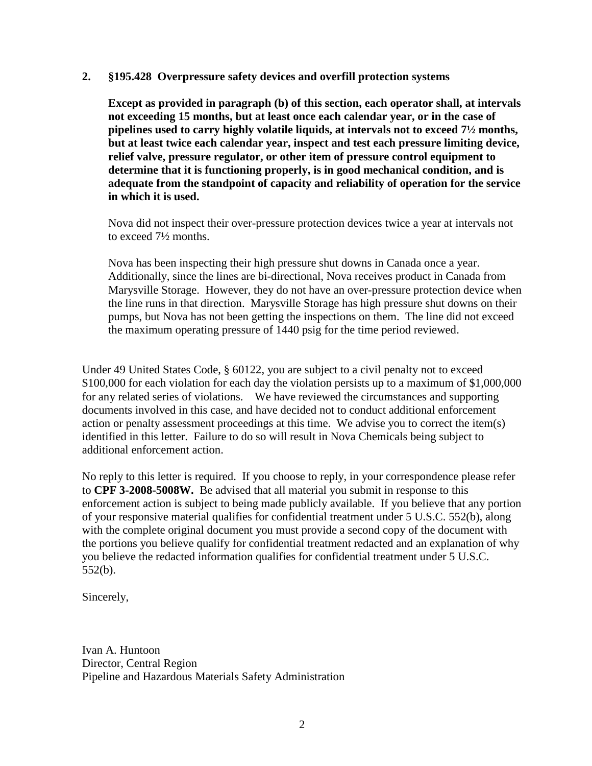**2. §195.428 Overpressure safety devices and overfill protection systems**

**Except as provided in paragraph (b) of this section, each operator shall, at intervals not exceeding 15 months, but at least once each calendar year, or in the case of pipelines used to carry highly volatile liquids, at intervals not to exceed 7½ months, but at least twice each calendar year, inspect and test each pressure limiting device, relief valve, pressure regulator, or other item of pressure control equipment to determine that it is functioning properly, is in good mechanical condition, and is adequate from the standpoint of capacity and reliability of operation for the service in which it is used.**

Nova did not inspect their over-pressure protection devices twice a year at intervals not to exceed 7½ months.

Nova has been inspecting their high pressure shut downs in Canada once a year. Additionally, since the lines are bi-directional, Nova receives product in Canada from Marysville Storage. However, they do not have an over-pressure protection device when the line runs in that direction. Marysville Storage has high pressure shut downs on their pumps, but Nova has not been getting the inspections on them. The line did not exceed the maximum operating pressure of 1440 psig for the time period reviewed.

Under 49 United States Code, § 60122, you are subject to a civil penalty not to exceed $100,000 for each violation for each day the violation persists up to a maximum of $1,000,000 for any related series of violations. We have reviewed the circumstances and supporting documents involved in this case, and have decided not to conduct additional enforcement action or penalty assessment proceedings at this time. We advise you to correct the item(s) identified in this letter. Failure to do so will result in Nova Chemicals being subject to additional enforcement action.

No reply to this letter is required. If you choose to reply, in your correspondence please refer to **CPF 3-2008-5008W.** Be advised that all material you submit in response to this enforcement action is subject to being made publicly available. If you believe that any portion of your responsive material qualifies for confidential treatment under 5 U.S.C. 552(b), along with the complete original document you must provide a second copy of the document with the portions you believe qualify for confidential treatment redacted and an explanation of why you believe the redacted information qualifies for confidential treatment under 5 U.S.C. 552(b).

Sincerely,

Ivan A. Huntoon
Director, Central Region
Pipeline and Hazardous Materials Safety Administration